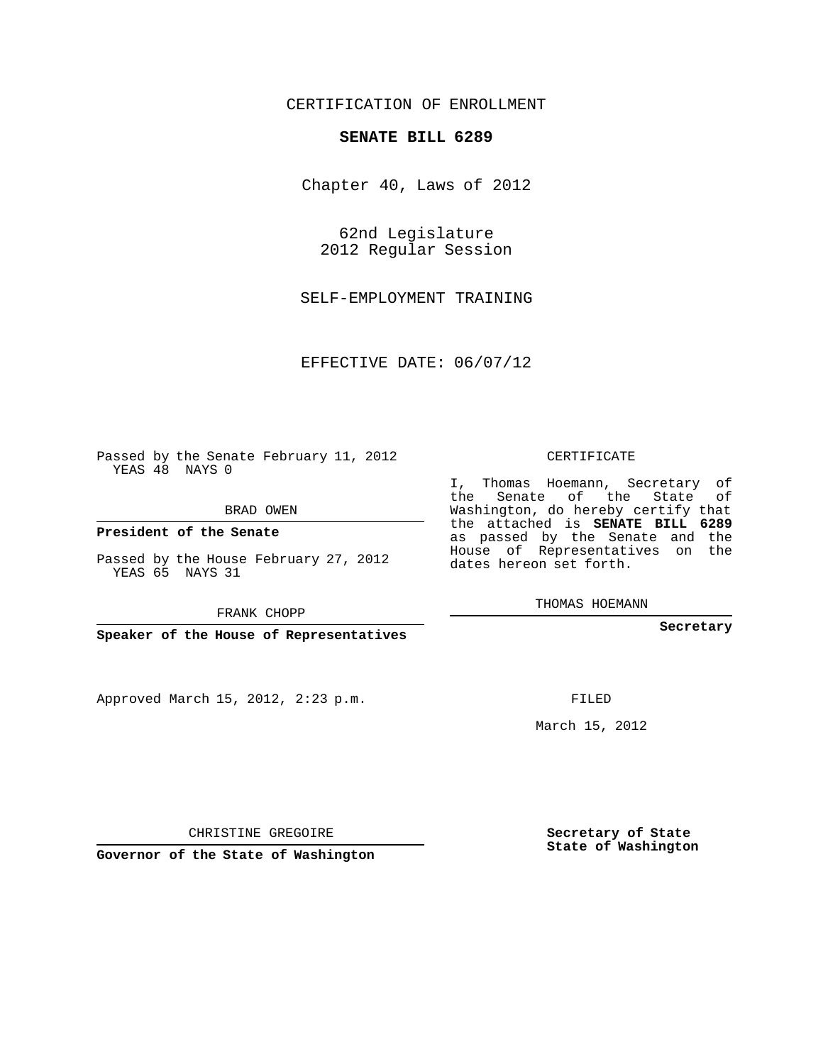CERTIFICATION OF ENROLLMENT

**SENATE BILL 6289**

Chapter 40, Laws of 2012

62nd Legislature
2012 Regular Session

SELF-EMPLOYMENT TRAINING

EFFECTIVE DATE: 06/07/12

Passed by the Senate February 11, 2012
YEAS 48 NAYS 0

BRAD OWEN

**President of the Senate**

Passed by the House February 27, 2012
YEAS 65 NAYS 31

FRANK CHOPP

**Speaker of the House of Representatives**

Approved March 15, 2012, 2:23 p.m.

CHRISTINE GREGOIRE

**Governor of the State of Washington**

CERTIFICATE

I, Thomas Hoemann, Secretary of the Senate of the State of Washington, do hereby certify that the attached is **SENATE BILL 6289** as passed by the Senate and the House of Representatives on the dates hereon set forth.

THOMAS HOEMANN

**Secretary**

FILED

March 15, 2012

**Secretary of State**
**State of Washington**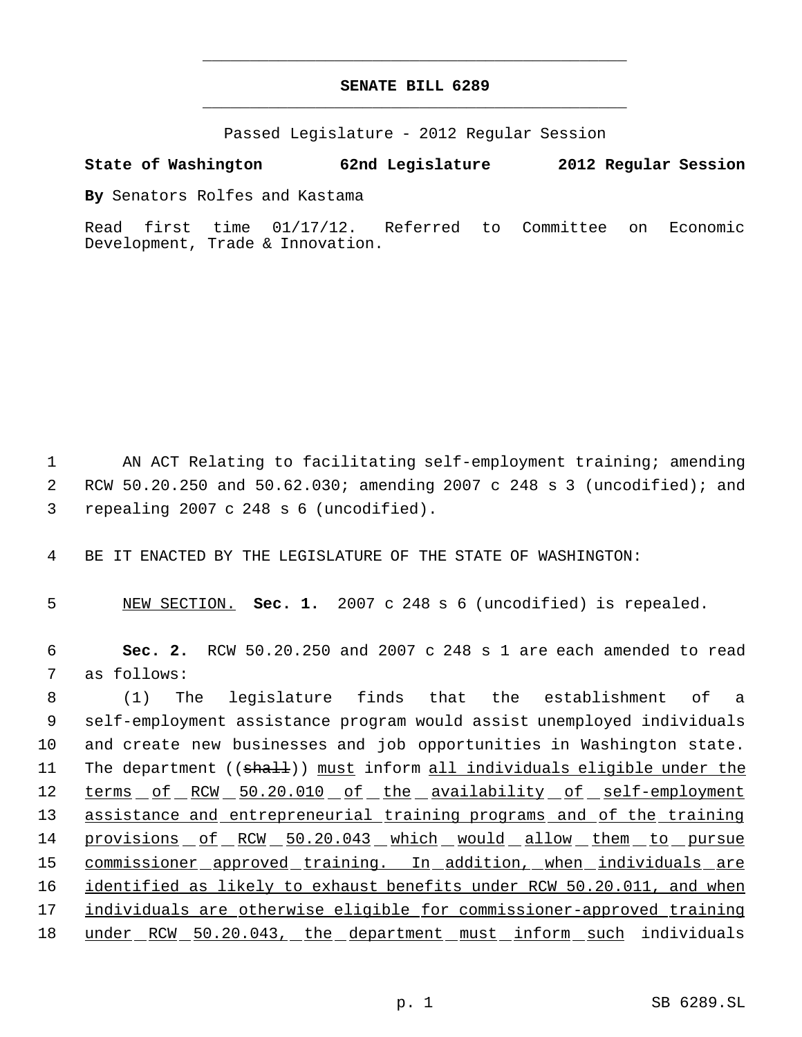**SENATE BILL 6289**

Passed Legislature - 2012 Regular Session

**State of Washington 62nd Legislature 2012 Regular Session**

**By** Senators Rolfes and Kastama

Read first time 01/17/12. Referred to Committee on Economic Development, Trade & Innovation.

AN ACT Relating to facilitating self-employment training; amending RCW 50.20.250 and 50.62.030; amending 2007 c 248 s 3 (uncodified); and repealing 2007 c 248 s 6 (uncodified).

BE IT ENACTED BY THE LEGISLATURE OF THE STATE OF WASHINGTON:

NEW SECTION. **Sec. 1.** 2007 c 248 s 6 (uncodified) is repealed.

**Sec. 2.** RCW 50.20.250 and 2007 c 248 s 1 are each amended to read as follows:

(1) The legislature finds that the establishment of a self-employment assistance program would assist unemployed individuals and create new businesses and job opportunities in Washington state. The department ((~~shall~~)) must inform all individuals eligible under the terms of RCW 50.20.010 of the availability of self-employment assistance and entrepreneurial training programs and of the training provisions of RCW 50.20.043 which would allow them to pursue commissioner approved training. In addition, when individuals are identified as likely to exhaust benefits under RCW 50.20.011, and when individuals are otherwise eligible for commissioner-approved training under RCW 50.20.043, the department must inform such individuals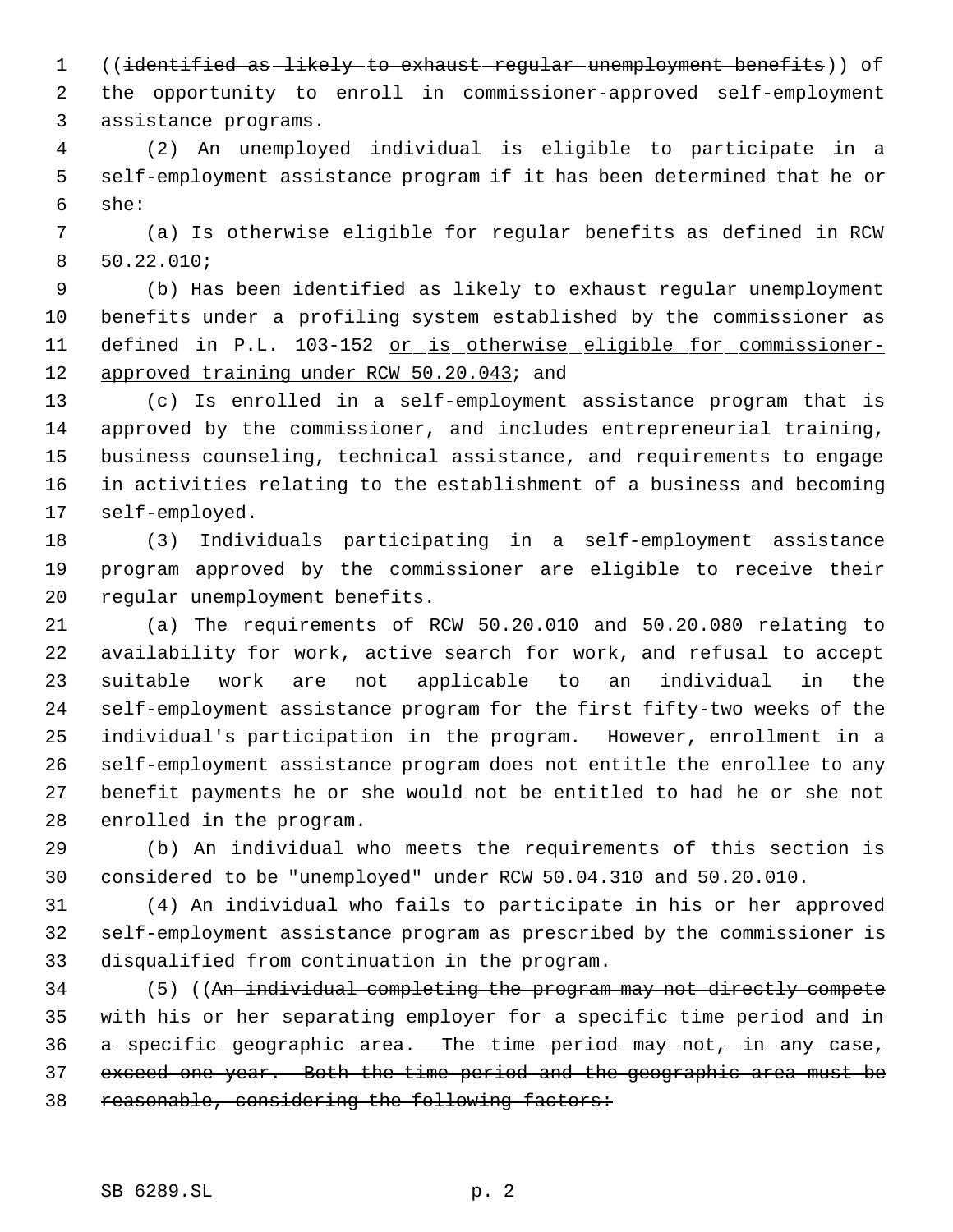((~~identified as likely to exhaust regular unemployment benefits~~)) of the opportunity to enroll in commissioner-approved self-employment assistance programs.

(2) An unemployed individual is eligible to participate in a self-employment assistance program if it has been determined that he or she:

(a) Is otherwise eligible for regular benefits as defined in RCW 50.22.010;

(b) Has been identified as likely to exhaust regular unemployment benefits under a profiling system established by the commissioner as defined in P.L. 103-152 <u>or is otherwise eligible for commissioner-approved training under RCW 50.20.043</u>; and

(c) Is enrolled in a self-employment assistance program that is approved by the commissioner, and includes entrepreneurial training, business counseling, technical assistance, and requirements to engage in activities relating to the establishment of a business and becoming self-employed.

(3) Individuals participating in a self-employment assistance program approved by the commissioner are eligible to receive their regular unemployment benefits.

(a) The requirements of RCW 50.20.010 and 50.20.080 relating to availability for work, active search for work, and refusal to accept suitable work are not applicable to an individual in the self-employment assistance program for the first fifty-two weeks of the individual's participation in the program. However, enrollment in a self-employment assistance program does not entitle the enrollee to any benefit payments he or she would not be entitled to had he or she not enrolled in the program.

(b) An individual who meets the requirements of this section is considered to be "unemployed" under RCW 50.04.310 and 50.20.010.

(4) An individual who fails to participate in his or her approved self-employment assistance program as prescribed by the commissioner is disqualified from continuation in the program.

(5) ((~~An individual completing the program may not directly compete with his or her separating employer for a specific time period and in a specific geographic area. The time period may not, in any case, exceed one year. Both the time period and the geographic area must be reasonable, considering the following factors:~~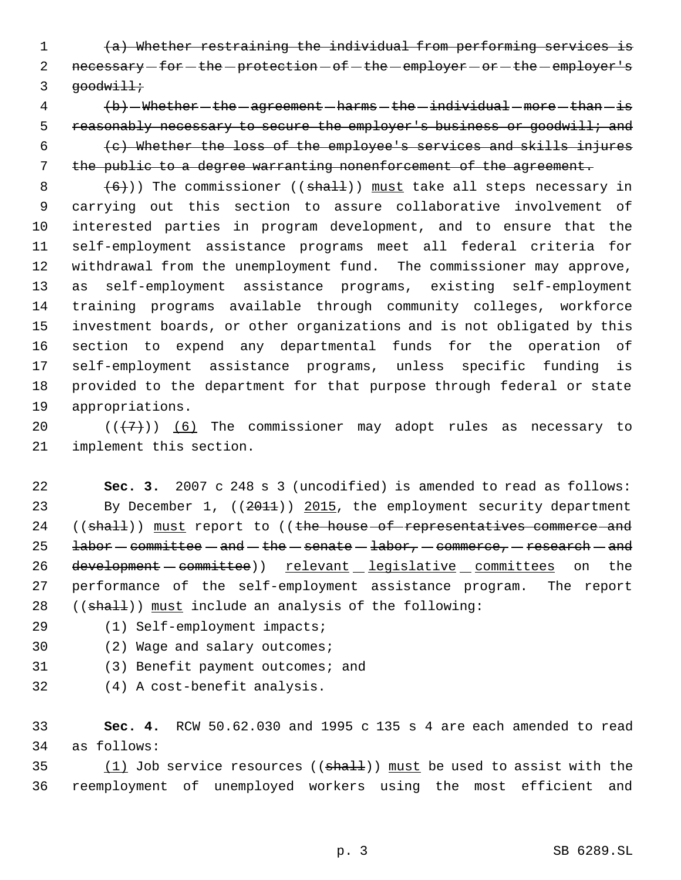~~(a) Whether restraining the individual from performing services is necessary for the protection of the employer or the employer's goodwill;~~

~~(b) Whether the agreement harms the individual more than is reasonably necessary to secure the employer's business or goodwill; and~~

~~(c) Whether the loss of the employee's services and skills injures the public to a degree warranting nonenforcement of the agreement.~~

~~(6)~~)) The commissioner ((~~shall~~)) <u>must</u> take all steps necessary in carrying out this section to assure collaborative involvement of interested parties in program development, and to ensure that the self-employment assistance programs meet all federal criteria for withdrawal from the unemployment fund. The commissioner may approve, as self-employment assistance programs, existing self-employment training programs available through community colleges, workforce investment boards, or other organizations and is not obligated by this section to expend any departmental funds for the operation of self-employment assistance programs, unless specific funding is provided to the department for that purpose through federal or state appropriations.

((~~(7)~~)) <u>(6)</u> The commissioner may adopt rules as necessary to implement this section.

**Sec. 3.** 2007 c 248 s 3 (uncodified) is amended to read as follows:

By December 1, ((~~2011~~)) <u>2015</u>, the employment security department ((~~shall~~)) <u>must</u> report to ((~~the house of representatives commerce and labor committee and the senate labor, commerce, research and development committee~~)) <u>relevant legislative committees</u> on the performance of the self-employment assistance program. The report ((~~shall~~)) <u>must</u> include an analysis of the following:

(1) Self-employment impacts;

(2) Wage and salary outcomes;

(3) Benefit payment outcomes; and

(4) A cost-benefit analysis.

**Sec. 4.** RCW 50.62.030 and 1995 c 135 s 4 are each amended to read as follows:

<u>(1)</u> Job service resources ((~~shall~~)) <u>must</u> be used to assist with the reemployment of unemployed workers using the most efficient and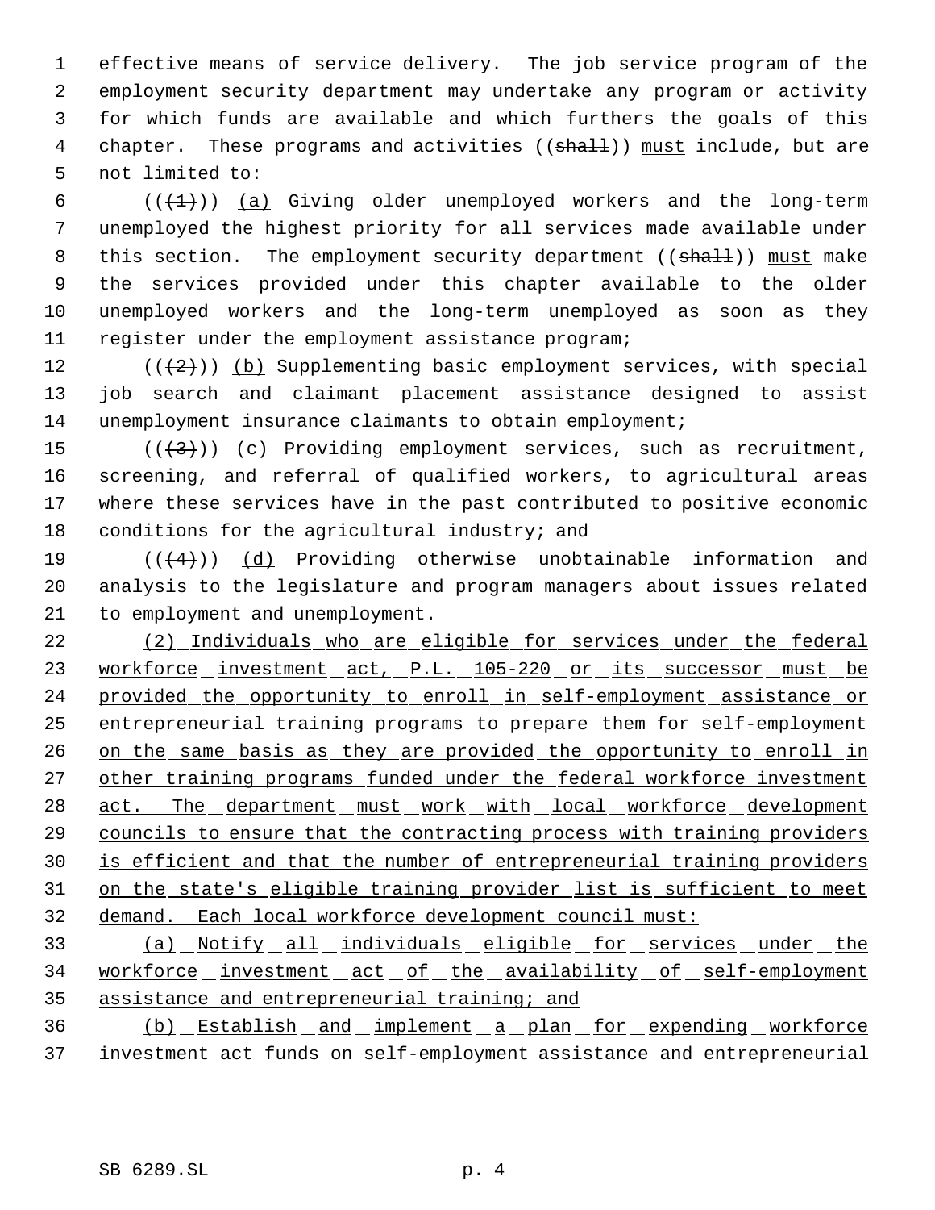effective means of service delivery. The job service program of the employment security department may undertake any program or activity for which funds are available and which furthers the goals of this chapter. These programs and activities ((~~shall~~)) <u>must</u> include, but are not limited to:

((~~(1)~~)) <u>(a)</u> Giving older unemployed workers and the long-term unemployed the highest priority for all services made available under this section. The employment security department ((~~shall~~)) <u>must</u> make the services provided under this chapter available to the older unemployed workers and the long-term unemployed as soon as they register under the employment assistance program;

((~~(2)~~)) <u>(b)</u> Supplementing basic employment services, with special job search and claimant placement assistance designed to assist unemployment insurance claimants to obtain employment;

((~~(3)~~)) <u>(c)</u> Providing employment services, such as recruitment, screening, and referral of qualified workers, to agricultural areas where these services have in the past contributed to positive economic conditions for the agricultural industry; and

((~~(4)~~)) <u>(d)</u> Providing otherwise unobtainable information and analysis to the legislature and program managers about issues related to employment and unemployment.

<u>(2) Individuals who are eligible for services under the federal workforce investment act, P.L. 105-220 or its successor must be provided the opportunity to enroll in self-employment assistance or entrepreneurial training programs to prepare them for self-employment on the same basis as they are provided the opportunity to enroll in other training programs funded under the federal workforce investment act. The department must work with local workforce development councils to ensure that the contracting process with training providers is efficient and that the number of entrepreneurial training providers on the state's eligible training provider list is sufficient to meet demand. Each local workforce development council must:</u>

<u>(a) Notify all individuals eligible for services under the workforce investment act of the availability of self-employment assistance and entrepreneurial training; and</u>

<u>(b) Establish and implement a plan for expending workforce investment act funds on self-employment assistance and entrepreneurial</u>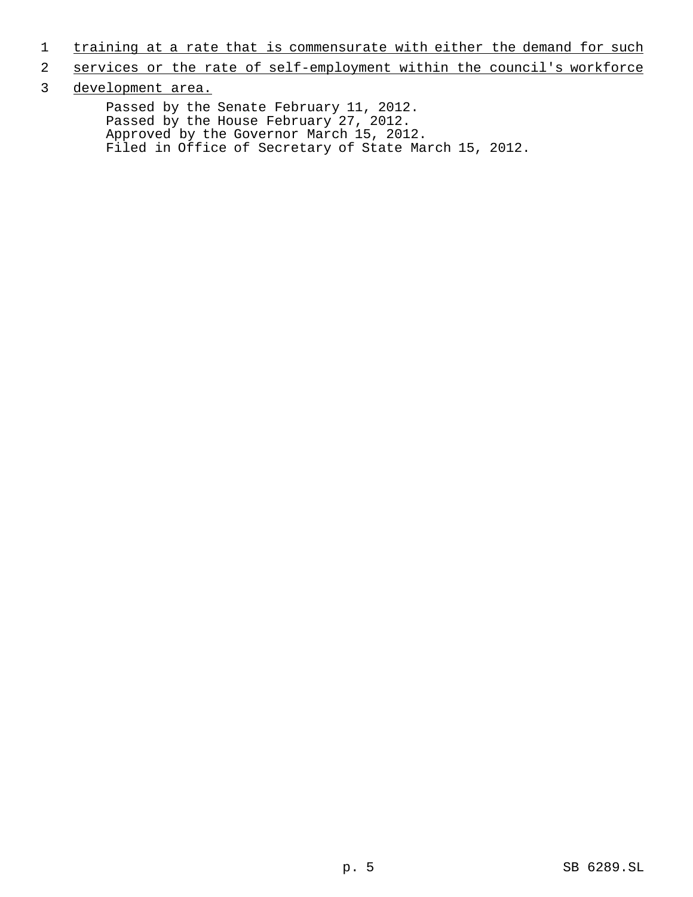training at a rate that is commensurate with either the demand for such services or the rate of self-employment within the council's workforce development area.

Passed by the Senate February 11, 2012.
Passed by the House February 27, 2012.
Approved by the Governor March 15, 2012.
Filed in Office of Secretary of State March 15, 2012.